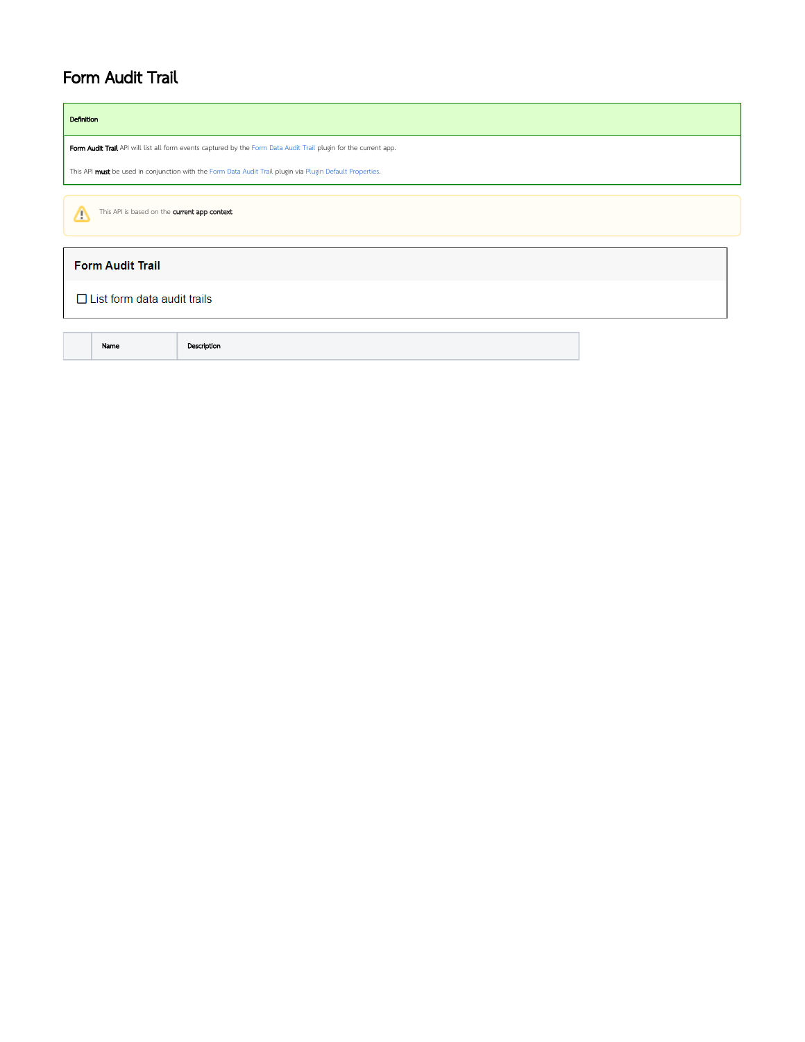# Form Audit Trail

| Definition |
| --- |
| **Form Audit Trail** API will list all form events captured by the Form Data Audit Trail plugin for the current app.<br><br>This API **must** be used in conjunction with the Form Data Audit Trail plugin via Plugin Default Properties. |

This API is based on the **current app context**.

## Form Audit Trail

- [ ] List form data audit trails

| | Name | Description |
| --- | --- | --- |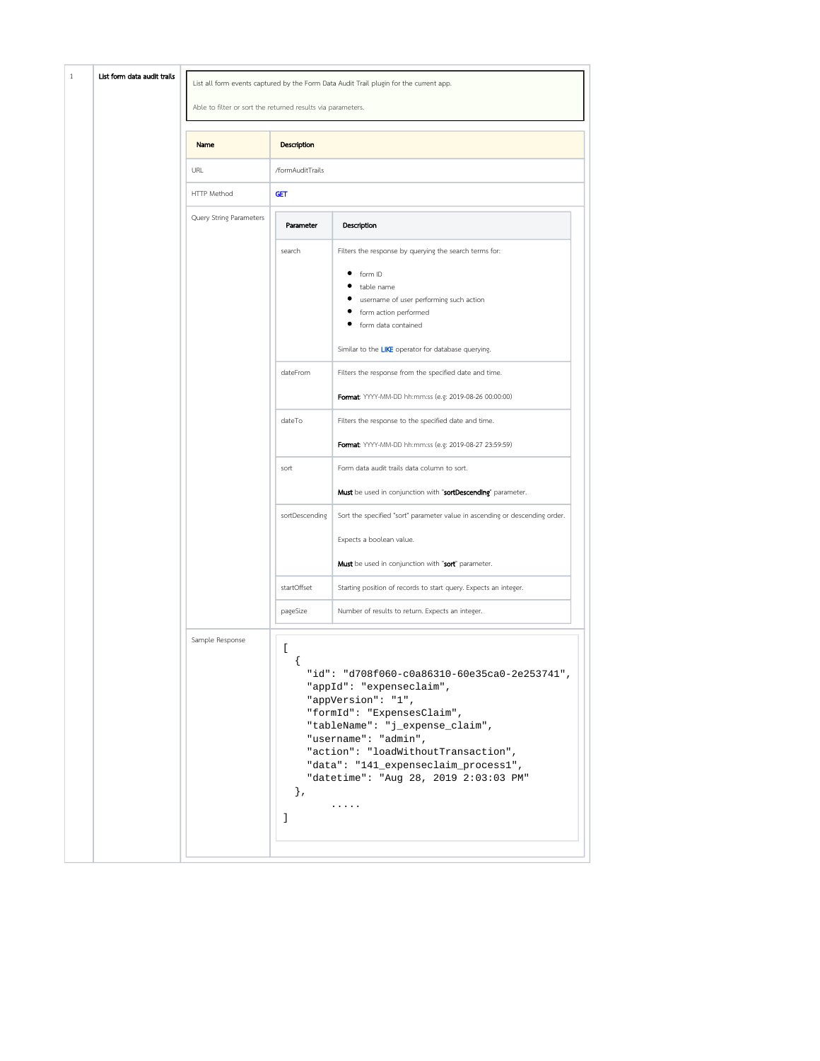| | | |
|---|---|---|
| 1 | **List form data audit trails** | List all form events captured by the Form Data Audit Trail plugin for the current app.<br><br>Able to filter or sort the returned results via parameters. |

| **Name** | **Description** |
|---|---|
| URL | /formAuditTrails |
| HTTP Method | **GET** |
| Query String Parameters | (see table below) |
| Sample Response | (see code below) |

**Query String Parameters**

| **Parameter** | **Description** |
|---|---|
| search | Filters the response by querying the search terms for:<br><br>• form ID<br>• table name<br>• username of user performing such action<br>• form action performed<br>• form data contained<br><br>Similar to the **LIKE** operator for database querying. |
| dateFrom | Filters the response from the specified date and time.<br><br>**Format**: YYYY-MM-DD hh:mm:ss (e.g: 2019-08-26 00:00:00) |
| dateTo | Filters the response to the specified date and time.<br><br>**Format**: YYYY-MM-DD hh:mm:ss (e.g: 2019-08-27 23:59:59) |
| sort | Form data audit trails data column to sort.<br><br>**Must** be used in conjunction with "**sortDescending**" parameter. |
| sortDescending | Sort the specified "sort" parameter value in ascending or descending order.<br><br>Expects a boolean value.<br><br>**Must** be used in conjunction with "**sort**" parameter. |
| startOffset | Starting position of records to start query. Expects an integer. |
| pageSize | Number of results to return. Expects an integer. |

**Sample Response**

```
[
  {
    "id": "d708f060-c0a86310-60e35ca0-2e253741",
    "appId": "expenseclaim",
    "appVersion": "1",
    "formId": "ExpensesClaim",
    "tableName": "j_expense_claim",
    "username": "admin",
    "action": "loadWithoutTransaction",
    "data": "141_expenseclaim_process1",
    "datetime": "Aug 28, 2019 2:03:03 PM"
  },
        .....
]
```